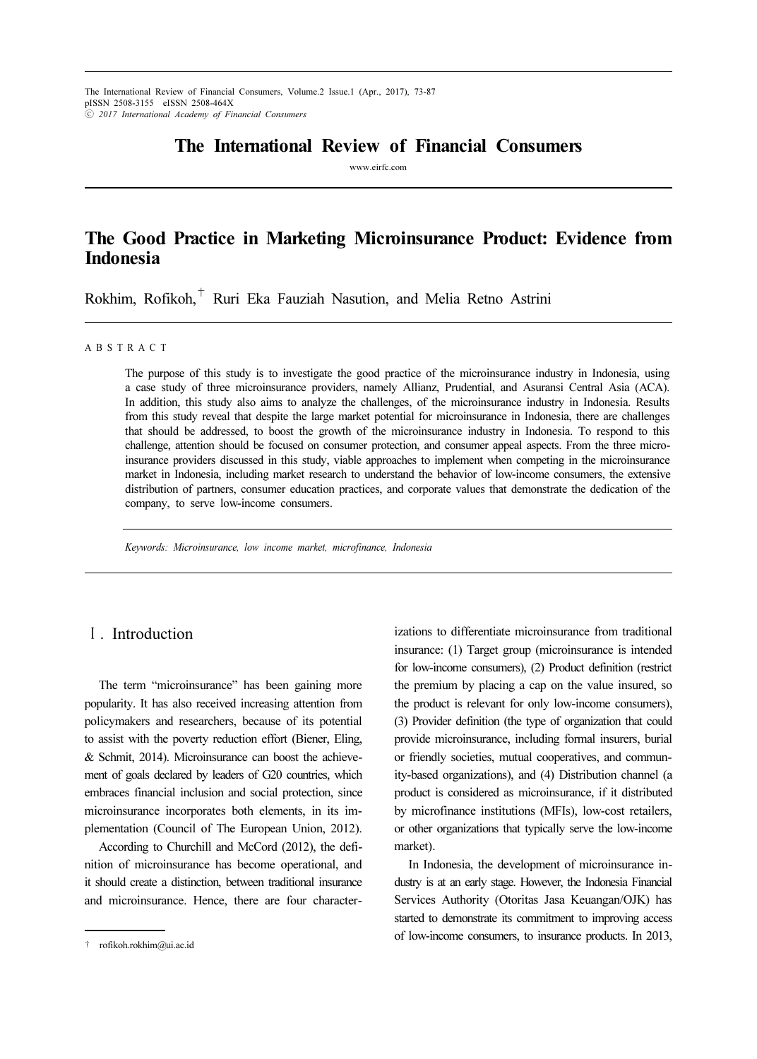# The Good Practice in Marketing Microinsurance Product: Evidence from Indonesia

Rokhim, Rofikoh,[†] Ruri Eka Fauziah Nasution, and Melia Retno Astrini

A B S T R A C T

The purpose of this study is to investigate the good practice of the microinsurance industry in Indonesia, using a case study of three microinsurance providers, namely Allianz, Prudential, and Asuransi Central Asia (ACA). In addition, this study also aims to analyze the challenges, of the microinsurance industry in Indonesia. Results from this study reveal that despite the large market potential for microinsurance in Indonesia, there are challenges that should be addressed, to boost the growth of the microinsurance industry in Indonesia. To respond to this challenge, attention should be focused on consumer protection, and consumer appeal aspects. From the three microinsurance providers discussed in this study, viable approaches to implement when competing in the microinsurance market in Indonesia, including market research to understand the behavior of low-income consumers, the extensive distribution of partners, consumer education practices, and corporate values that demonstrate the dedication of the company, to serve low-income consumers.

*Keywords: Microinsurance, low income market, microfinance, Indonesia*

## Ⅰ. Introduction

The term "microinsurance" has been gaining more popularity. It has also received increasing attention from policymakers and researchers, because of its potential to assist with the poverty reduction effort (Biener, Eling, & Schmit, 2014). Microinsurance can boost the achievement of goals declared by leaders of G20 countries, which embraces financial inclusion and social protection, since microinsurance incorporates both elements, in its implementation (Council of The European Union, 2012).

According to Churchill and McCord (2012), the definition of microinsurance has become operational, and it should create a distinction, between traditional insurance and microinsurance. Hence, there are four characterizations to differentiate microinsurance from traditional insurance: (1) Target group (microinsurance is intended for low-income consumers), (2) Product definition (restrict the premium by placing a cap on the value insured, so the product is relevant for only low-income consumers), (3) Provider definition (the type of organization that could provide microinsurance, including formal insurers, burial or friendly societies, mutual cooperatives, and community-based organizations), and (4) Distribution channel (a product is considered as microinsurance, if it distributed by microfinance institutions (MFIs), low-cost retailers, or other organizations that typically serve the low-income market).

In Indonesia, the development of microinsurance industry is at an early stage. However, the Indonesia Financial Services Authority (Otoritas Jasa Keuangan/OJK) has started to demonstrate its commitment to improving access of low-income consumers, to insurance products. In 2013,

† rofikoh.rokhim@ui.ac.id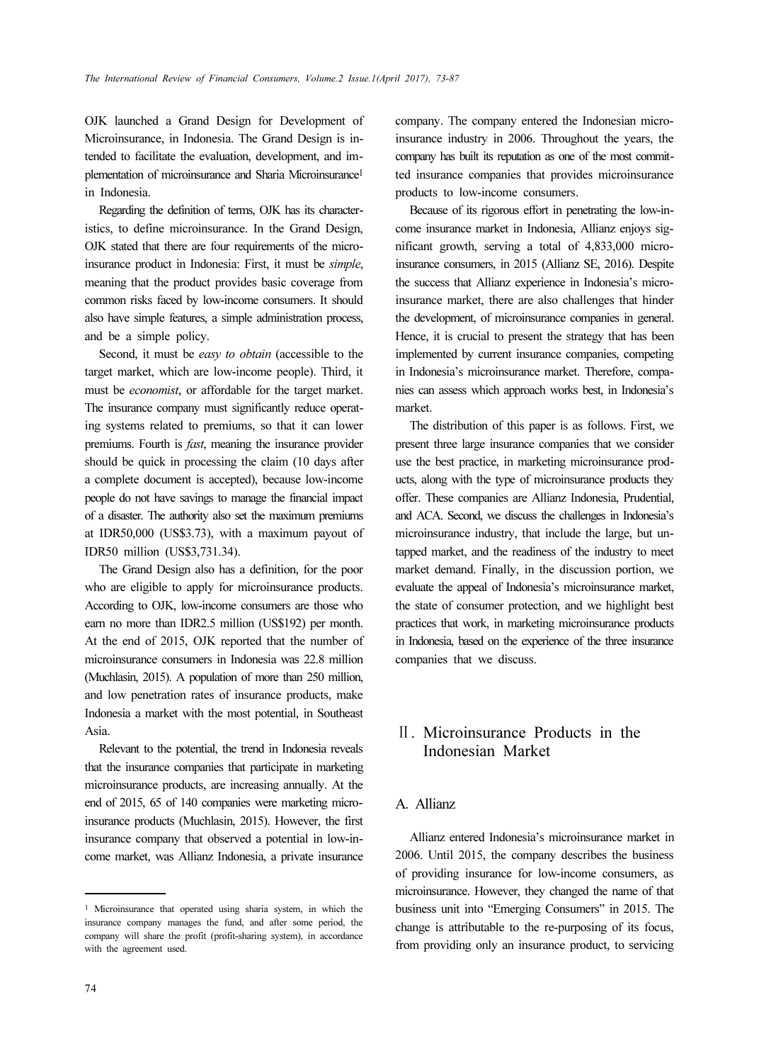OJK launched a Grand Design for Development of Microinsurance, in Indonesia. The Grand Design is intended to facilitate the evaluation, development, and implementation of microinsurance and Sharia Microinsurance[1] in Indonesia.

Regarding the definition of terms, OJK has its characteristics, to define microinsurance. In the Grand Design, OJK stated that there are four requirements of the microinsurance product in Indonesia: First, it must be *simple*, meaning that the product provides basic coverage from common risks faced by low-income consumers. It should also have simple features, a simple administration process, and be a simple policy.

Second, it must be *easy to obtain* (accessible to the target market, which are low-income people). Third, it must be *economist*, or affordable for the target market. The insurance company must significantly reduce operating systems related to premiums, so that it can lower premiums. Fourth is *fast*, meaning the insurance provider should be quick in processing the claim (10 days after a complete document is accepted), because low-income people do not have savings to manage the financial impact of a disaster. The authority also set the maximum premiums at IDR50,000 (US$3.73), with a maximum payout of IDR50 million (US$3,731.34).

The Grand Design also has a definition, for the poor who are eligible to apply for microinsurance products. According to OJK, low-income consumers are those who earn no more than IDR2.5 million (US$192) per month. At the end of 2015, OJK reported that the number of microinsurance consumers in Indonesia was 22.8 million (Muchlasin, 2015). A population of more than 250 million, and low penetration rates of insurance products, make Indonesia a market with the most potential, in Southeast Asia.

Relevant to the potential, the trend in Indonesia reveals that the insurance companies that participate in marketing microinsurance products, are increasing annually. At the end of 2015, 65 of 140 companies were marketing microinsurance products (Muchlasin, 2015). However, the first insurance company that observed a potential in low-income market, was Allianz Indonesia, a private insurance company. The company entered the Indonesian microinsurance industry in 2006. Throughout the years, the company has built its reputation as one of the most committed insurance companies that provides microinsurance products to low-income consumers.

Because of its rigorous effort in penetrating the low-income insurance market in Indonesia, Allianz enjoys significant growth, serving a total of 4,833,000 microinsurance consumers, in 2015 (Allianz SE, 2016). Despite the success that Allianz experience in Indonesia's microinsurance market, there are also challenges that hinder the development, of microinsurance companies in general. Hence, it is crucial to present the strategy that has been implemented by current insurance companies, competing in Indonesia's microinsurance market. Therefore, companies can assess which approach works best, in Indonesia's market.

The distribution of this paper is as follows. First, we present three large insurance companies that we consider use the best practice, in marketing microinsurance products, along with the type of microinsurance products they offer. These companies are Allianz Indonesia, Prudential, and ACA. Second, we discuss the challenges in Indonesia's microinsurance industry, that include the large, but untapped market, and the readiness of the industry to meet market demand. Finally, in the discussion portion, we evaluate the appeal of Indonesia's microinsurance market, the state of consumer protection, and we highlight best practices that work, in marketing microinsurance products in Indonesia, based on the experience of the three insurance companies that we discuss.

## Ⅱ. Microinsurance Products in the Indonesian Market

### A. Allianz

Allianz entered Indonesia's microinsurance market in 2006. Until 2015, the company describes the business of providing insurance for low-income consumers, as microinsurance. However, they changed the name of that business unit into "Emerging Consumers" in 2015. The change is attributable to the re-purposing of its focus, from providing only an insurance product, to servicing

---

[1] Microinsurance that operated using sharia system, in which the insurance company manages the fund, and after some period, the company will share the profit (profit-sharing system), in accordance with the agreement used.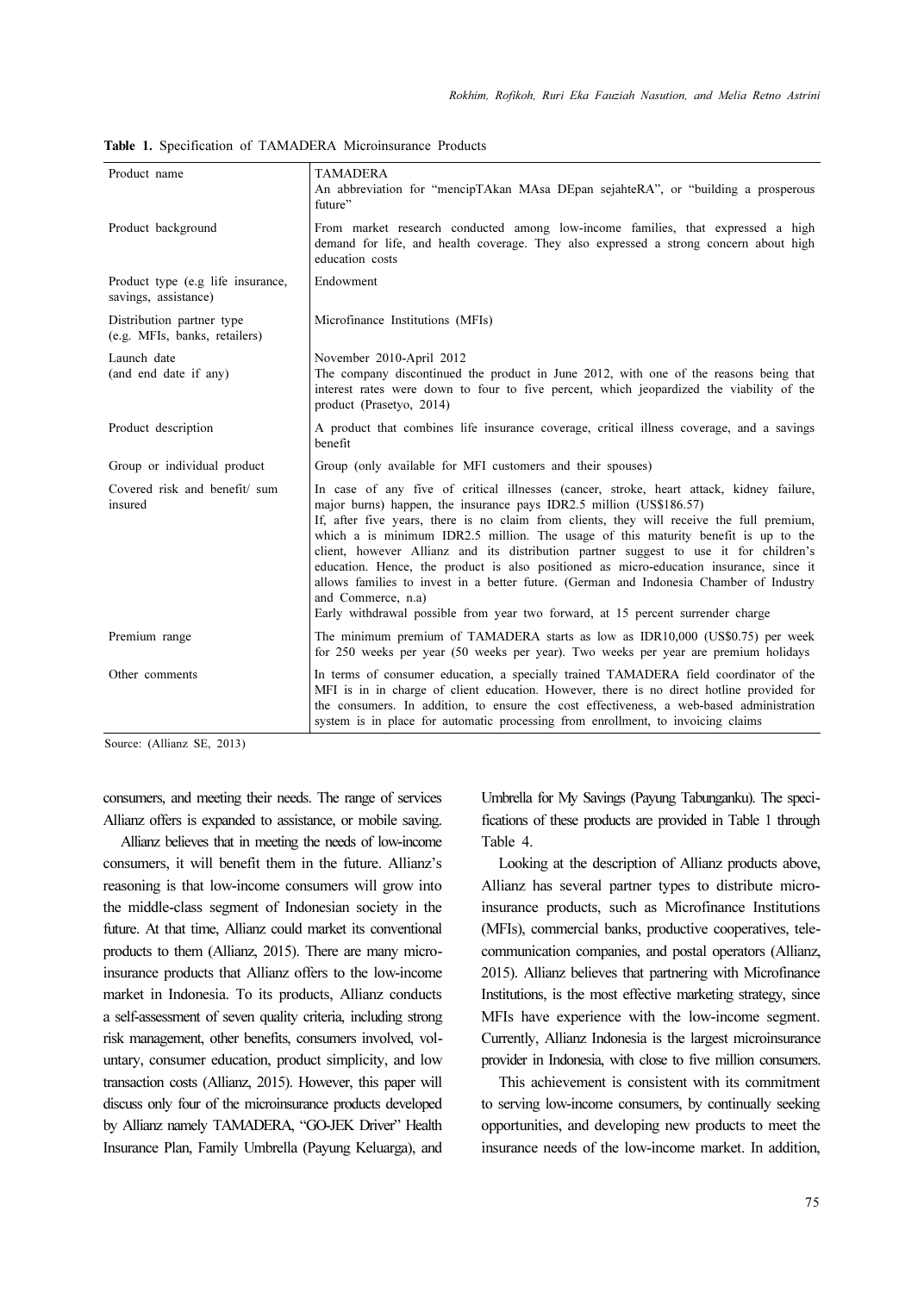**Table 1.** Specification of TAMADERA Microinsurance Products

| | |
|---|---|
| Product name | TAMADERA<br>An abbreviation for "mencipTAkan MAsa DEpan sejahteRA", or "building a prosperous future" |
| Product background | From market research conducted among low-income families, that expressed a high demand for life, and health coverage. They also expressed a strong concern about high education costs |
| Product type (e.g life insurance, savings, assistance) | Endowment |
| Distribution partner type (e.g. MFIs, banks, retailers) | Microfinance Institutions (MFIs) |
| Launch date (and end date if any) | November 2010-April 2012<br>The company discontinued the product in June 2012, with one of the reasons being that interest rates were down to four to five percent, which jeopardized the viability of the product (Prasetyo, 2014) |
| Product description | A product that combines life insurance coverage, critical illness coverage, and a savings benefit |
| Group or individual product | Group (only available for MFI customers and their spouses) |
| Covered risk and benefit/ sum insured | In case of any five of critical illnesses (cancer, stroke, heart attack, kidney failure, major burns) happen, the insurance pays IDR2.5 million (US$186.57)<br>If, after five years, there is no claim from clients, they will receive the full premium, which a is minimum IDR2.5 million. The usage of this maturity benefit is up to the client, however Allianz and its distribution partner suggest to use it for children's education. Hence, the product is also positioned as micro-education insurance, since it allows families to invest in a better future. (German and Indonesia Chamber of Industry and Commerce, n.a)<br>Early withdrawal possible from year two forward, at 15 percent surrender charge |
| Premium range | The minimum premium of TAMADERA starts as low as IDR10,000 (US$0.75) per week for 250 weeks per year (50 weeks per year). Two weeks per year are premium holidays |
| Other comments | In terms of consumer education, a specially trained TAMADERA field coordinator of the MFI is in in charge of client education. However, there is no direct hotline provided for the consumers. In addition, to ensure the cost effectiveness, a web-based administration system is in place for automatic processing from enrollment, to invoicing claims |

Source: (Allianz SE, 2013)

consumers, and meeting their needs. The range of services Allianz offers is expanded to assistance, or mobile saving.

Allianz believes that in meeting the needs of low-income consumers, it will benefit them in the future. Allianz's reasoning is that low-income consumers will grow into the middle-class segment of Indonesian society in the future. At that time, Allianz could market its conventional products to them (Allianz, 2015). There are many microinsurance products that Allianz offers to the low-income market in Indonesia. To its products, Allianz conducts a self-assessment of seven quality criteria, including strong risk management, other benefits, consumers involved, voluntary, consumer education, product simplicity, and low transaction costs (Allianz, 2015). However, this paper will discuss only four of the microinsurance products developed by Allianz namely TAMADERA, "GO-JEK Driver" Health Insurance Plan, Family Umbrella (Payung Keluarga), and Umbrella for My Savings (Payung Tabunganku). The specifications of these products are provided in Table 1 through Table 4.

Looking at the description of Allianz products above, Allianz has several partner types to distribute microinsurance products, such as Microfinance Institutions (MFIs), commercial banks, productive cooperatives, telecommunication companies, and postal operators (Allianz, 2015). Allianz believes that partnering with Microfinance Institutions, is the most effective marketing strategy, since MFIs have experience with the low-income segment. Currently, Allianz Indonesia is the largest microinsurance provider in Indonesia, with close to five million consumers.

This achievement is consistent with its commitment to serving low-income consumers, by continually seeking opportunities, and developing new products to meet the insurance needs of the low-income market. In addition,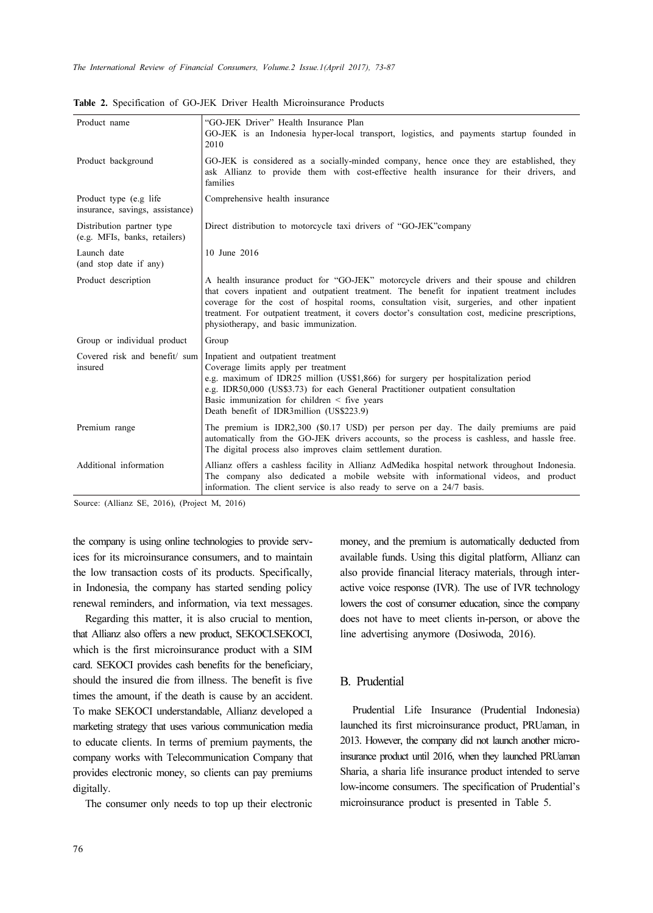**Table 2.** Specification of GO-JEK Driver Health Microinsurance Products

| | |
|---|---|
| Product name | "GO-JEK Driver" Health Insurance Plan<br>GO-JEK is an Indonesia hyper-local transport, logistics, and payments startup founded in 2010 |
| Product background | GO-JEK is considered as a socially-minded company, hence once they are established, they ask Allianz to provide them with cost-effective health insurance for their drivers, and families |
| Product type (e.g life insurance, savings, assistance) | Comprehensive health insurance |
| Distribution partner type (e.g. MFIs, banks, retailers) | Direct distribution to motorcycle taxi drivers of "GO-JEK"company |
| Launch date (and stop date if any) | 10 June 2016 |
| Product description | A health insurance product for "GO-JEK" motorcycle drivers and their spouse and children that covers inpatient and outpatient treatment. The benefit for inpatient treatment includes coverage for the cost of hospital rooms, consultation visit, surgeries, and other inpatient treatment. For outpatient treatment, it covers doctor's consultation cost, medicine prescriptions, physiotherapy, and basic immunization. |
| Group or individual product | Group |
| Covered risk and benefit/ sum insured | Inpatient and outpatient treatment<br>Coverage limits apply per treatment<br>e.g. maximum of IDR25 million (US$1,866) for surgery per hospitalization period<br>e.g. IDR50,000 (US$3.73) for each General Practitioner outpatient consultation<br>Basic immunization for children < five years<br>Death benefit of IDR3million (US$223.9) |
| Premium range | The premium is IDR2,300 ($0.17 USD) per person per day. The daily premiums are paid automatically from the GO-JEK drivers accounts, so the process is cashless, and hassle free. The digital process also improves claim settlement duration. |
| Additional information | Allianz offers a cashless facility in Allianz AdMedika hospital network throughout Indonesia. The company also dedicated a mobile website with informational videos, and product information. The client service is also ready to serve on a 24/7 basis. |

Source: (Allianz SE, 2016), (Project M, 2016)

the company is using online technologies to provide services for its microinsurance consumers, and to maintain the low transaction costs of its products. Specifically, in Indonesia, the company has started sending policy renewal reminders, and information, via text messages.

Regarding this matter, it is also crucial to mention, that Allianz also offers a new product, SEKOCI.SEKOCI, which is the first microinsurance product with a SIM card. SEKOCI provides cash benefits for the beneficiary, should the insured die from illness. The benefit is five times the amount, if the death is cause by an accident. To make SEKOCI understandable, Allianz developed a marketing strategy that uses various communication media to educate clients. In terms of premium payments, the company works with Telecommunication Company that provides electronic money, so clients can pay premiums digitally.

The consumer only needs to top up their electronic money, and the premium is automatically deducted from available funds. Using this digital platform, Allianz can also provide financial literacy materials, through interactive voice response (IVR). The use of IVR technology lowers the cost of consumer education, since the company does not have to meet clients in-person, or above the line advertising anymore (Dosiwoda, 2016).

## B. Prudential

Prudential Life Insurance (Prudential Indonesia) launched its first microinsurance product, PRUaman, in 2013. However, the company did not launch another microinsurance product until 2016, when they launched PRUaman Sharia, a sharia life insurance product intended to serve low-income consumers. The specification of Prudential's microinsurance product is presented in Table 5.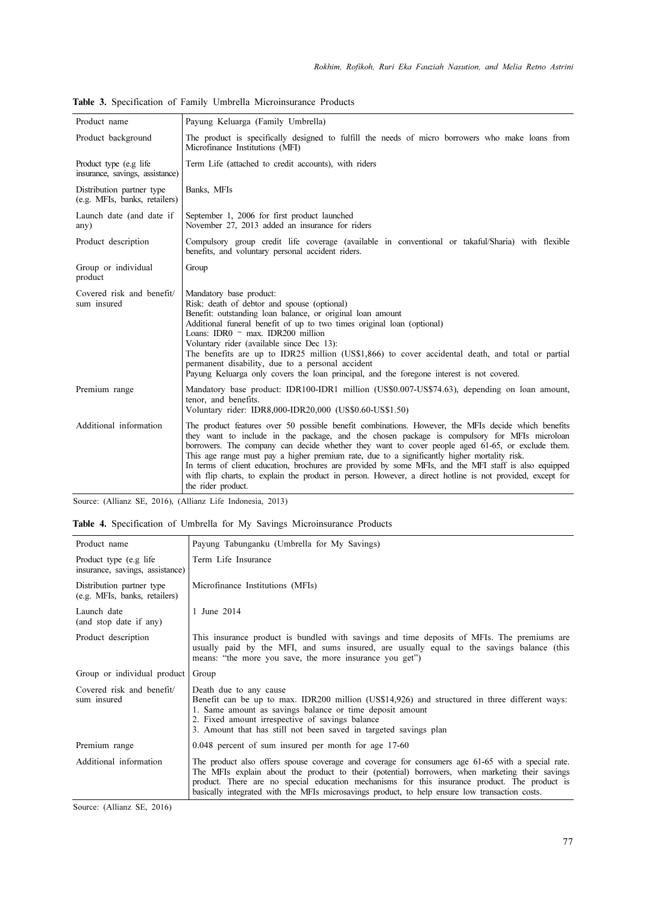**Table 3.** Specification of Family Umbrella Microinsurance Products

| | |
|---|---|
| Product name | Payung Keluarga (Family Umbrella) |
| Product background | The product is specifically designed to fulfill the needs of micro borrowers who make loans from Microfinance Institutions (MFI) |
| Product type (e.g life insurance, savings, assistance) | Term Life (attached to credit accounts), with riders |
| Distribution partner type (e.g. MFIs, banks, retailers) | Banks, MFIs |
| Launch date (and date if any) | September 1, 2006 for first product launched<br>November 27, 2013 added an insurance for riders |
| Product description | Compulsory group credit life coverage (available in conventional or takaful/Sharia) with flexible benefits, and voluntary personal accident riders. |
| Group or individual product | Group |
| Covered risk and benefit/ sum insured | Mandatory base product:<br>Risk: death of debtor and spouse (optional)<br>Benefit: outstanding loan balance, or original loan amount<br>Additional funeral benefit of up to two times original loan (optional)<br>Loans: IDR0 – max. IDR200 million<br>Voluntary rider (available since Dec 13):<br>The benefits are up to IDR25 million (US$1,866) to cover accidental death, and total or partial permanent disability, due to a personal accident<br>Payung Keluarga only covers the loan principal, and the foregone interest is not covered. |
| Premium range | Mandatory base product: IDR100-IDR1 million (US$0.007-US$74.63), depending on loan amount, tenor, and benefits.<br>Voluntary rider: IDR8,000-IDR20,000 (US$0.60-US$1.50) |
| Additional information | The product features over 50 possible benefit combinations. However, the MFIs decide which benefits they want to include in the package, and the chosen package is compulsory for MFIs microloan borrowers. The company can decide whether they want to cover people aged 61-65, or exclude them. This age range must pay a higher premium rate, due to a significantly higher mortality risk.<br>In terms of client education, brochures are provided by some MFIs, and the MFI staff is also equipped with flip charts, to explain the product in person. However, a direct hotline is not provided, except for the rider product. |

Source: (Allianz SE, 2016), (Allianz Life Indonesia, 2013)

**Table 4.** Specification of Umbrella for My Savings Microinsurance Products

| | |
|---|---|
| Product name | Payung Tabunganku (Umbrella for My Savings) |
| Product type (e.g life insurance, savings, assistance) | Term Life Insurance |
| Distribution partner type (e.g. MFIs, banks, retailers) | Microfinance Institutions (MFIs) |
| Launch date (and stop date if any) | 1 June 2014 |
| Product description | This insurance product is bundled with savings and time deposits of MFIs. The premiums are usually paid by the MFI, and sums insured, are usually equal to the savings balance (this means: "the more you save, the more insurance you get") |
| Group or individual product | Group |
| Covered risk and benefit/ sum insured | Death due to any cause<br>Benefit can be up to max. IDR200 million (US$14,926) and structured in three different ways:<br>1. Same amount as savings balance or time deposit amount<br>2. Fixed amount irrespective of savings balance<br>3. Amount that has still not been saved in targeted savings plan |
| Premium range | 0.048 percent of sum insured per month for age 17-60 |
| Additional information | The product also offers spouse coverage and coverage for consumers age 61-65 with a special rate. The MFIs explain about the product to their (potential) borrowers, when marketing their savings product. There are no special education mechanisms for this insurance product. The product is basically integrated with the MFIs microsavings product, to help ensure low transaction costs. |

Source: (Allianz SE, 2016)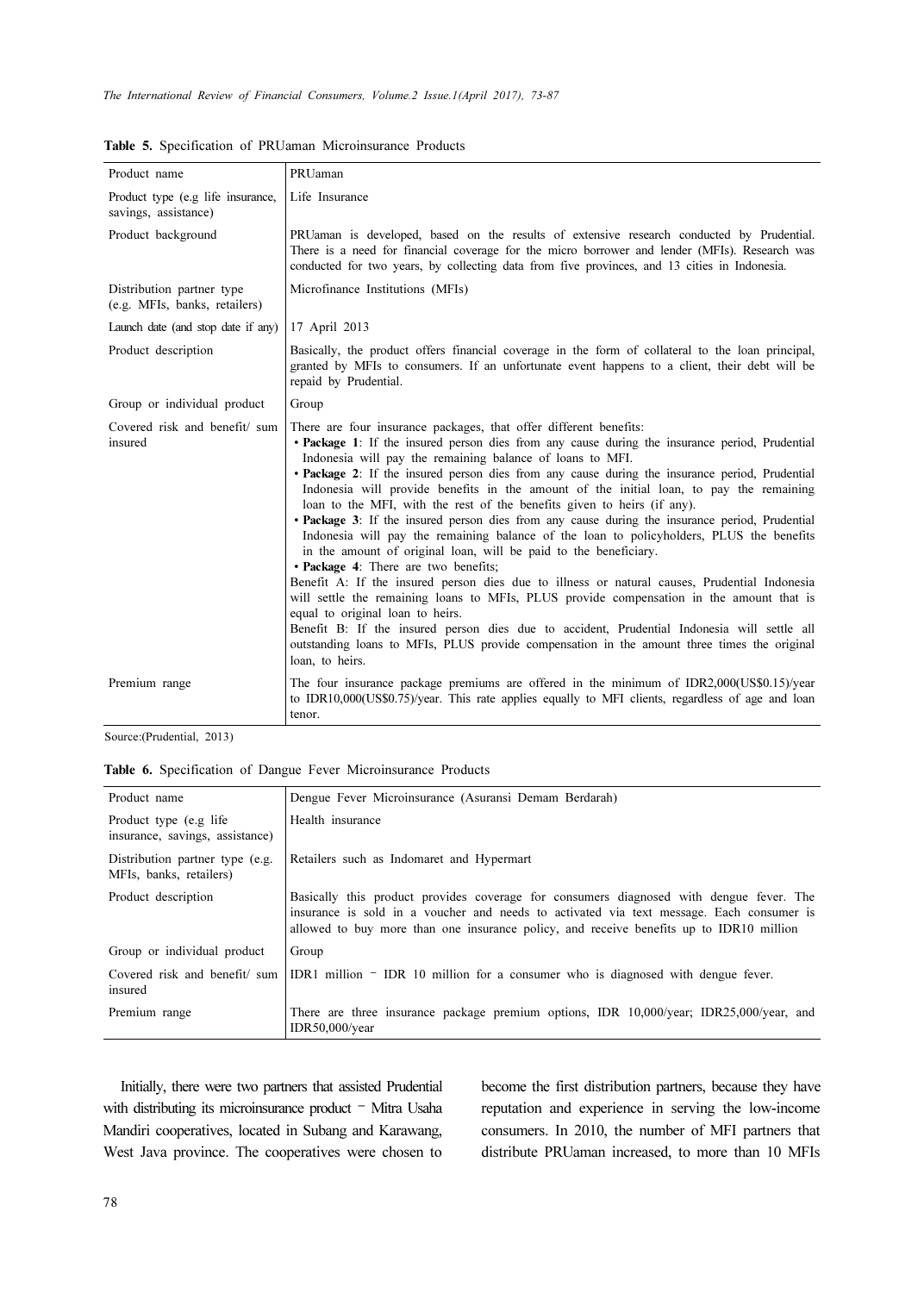**Table 5.** Specification of PRUaman Microinsurance Products

| Product name | PRUaman |
|---|---|
| Product type (e.g life insurance, savings, assistance) | Life Insurance |
| Product background | PRUaman is developed, based on the results of extensive research conducted by Prudential. There is a need for financial coverage for the micro borrower and lender (MFIs). Research was conducted for two years, by collecting data from five provinces, and 13 cities in Indonesia. |
| Distribution partner type (e.g. MFIs, banks, retailers) | Microfinance Institutions (MFIs) |
| Launch date (and stop date if any) | 17 April 2013 |
| Product description | Basically, the product offers financial coverage in the form of collateral to the loan principal, granted by MFIs to consumers. If an unfortunate event happens to a client, their debt will be repaid by Prudential. |
| Group or individual product | Group |
| Covered risk and benefit/ sum insured | There are four insurance packages, that offer different benefits:<br>• **Package 1**: If the insured person dies from any cause during the insurance period, Prudential Indonesia will pay the remaining balance of loans to MFI.<br>• **Package 2**: If the insured person dies from any cause during the insurance period, Prudential Indonesia will provide benefits in the amount of the initial loan, to pay the remaining loan to the MFI, with the rest of the benefits given to heirs (if any).<br>• **Package 3**: If the insured person dies from any cause during the insurance period, Prudential Indonesia will pay the remaining balance of the loan to policyholders, PLUS the benefits in the amount of original loan, will be paid to the beneficiary.<br>• **Package 4**: There are two benefits;<br>Benefit A: If the insured person dies due to illness or natural causes, Prudential Indonesia will settle the remaining loans to MFIs, PLUS provide compensation in the amount that is equal to original loan to heirs.<br>Benefit B: If the insured person dies due to accident, Prudential Indonesia will settle all outstanding loans to MFIs, PLUS provide compensation in the amount three times the original loan, to heirs. |
| Premium range | The four insurance package premiums are offered in the minimum of IDR2,000(US$0.15)/year to IDR10,000(US$0.75)/year. This rate applies equally to MFI clients, regardless of age and loan tenor. |

Source:(Prudential, 2013)

**Table 6.** Specification of Dangue Fever Microinsurance Products

| Product name | Dengue Fever Microinsurance (Asuransi Demam Berdarah) |
|---|---|
| Product type (e.g life insurance, savings, assistance) | Health insurance |
| Distribution partner type (e.g. MFIs, banks, retailers) | Retailers such as Indomaret and Hypermart |
| Product description | Basically this product provides coverage for consumers diagnosed with dengue fever. The insurance is sold in a voucher and needs to activated via text message. Each consumer is allowed to buy more than one insurance policy, and receive benefits up to IDR10 million |
| Group or individual product | Group |
| Covered risk and benefit/ sum insured | IDR1 million – IDR 10 million for a consumer who is diagnosed with dengue fever. |
| Premium range | There are three insurance package premium options, IDR 10,000/year; IDR25,000/year, and IDR50,000/year |

Initially, there were two partners that assisted Prudential with distributing its microinsurance product – Mitra Usaha Mandiri cooperatives, located in Subang and Karawang, West Java province. The cooperatives were chosen to become the first distribution partners, because they have reputation and experience in serving the low-income consumers. In 2010, the number of MFI partners that distribute PRUaman increased, to more than 10 MFIs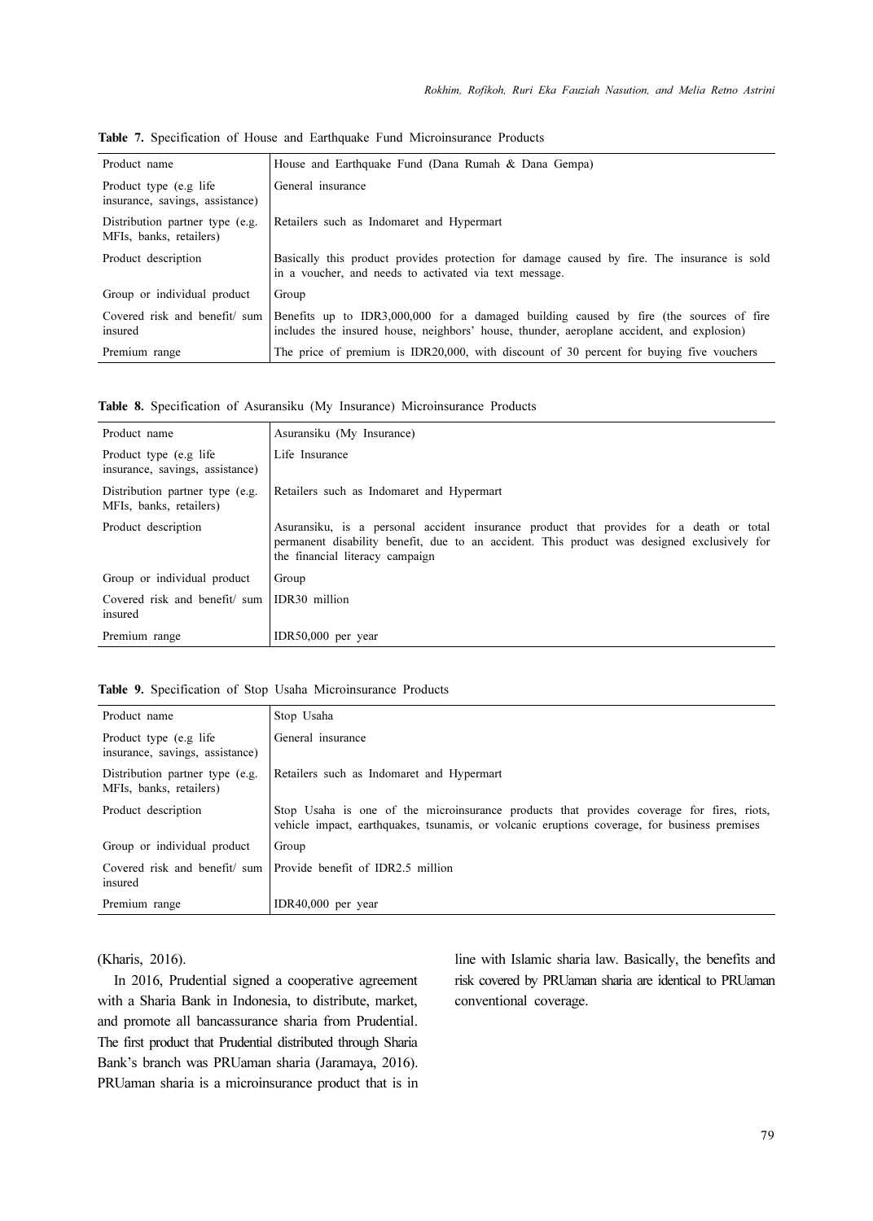**Table 7.** Specification of House and Earthquake Fund Microinsurance Products

| | |
|---|---|
| Product name | House and Earthquake Fund (Dana Rumah & Dana Gempa) |
| Product type (e.g life insurance, savings, assistance) | General insurance |
| Distribution partner type (e.g. MFIs, banks, retailers) | Retailers such as Indomaret and Hypermart |
| Product description | Basically this product provides protection for damage caused by fire. The insurance is sold in a voucher, and needs to activated via text message. |
| Group or individual product | Group |
| Covered risk and benefit/ sum insured | Benefits up to IDR3,000,000 for a damaged building caused by fire (the sources of fire includes the insured house, neighbors' house, thunder, aeroplane accident, and explosion) |
| Premium range | The price of premium is IDR20,000, with discount of 30 percent for buying five vouchers |

**Table 8.** Specification of Asuransiku (My Insurance) Microinsurance Products

| | |
|---|---|
| Product name | Asuransiku (My Insurance) |
| Product type (e.g life insurance, savings, assistance) | Life Insurance |
| Distribution partner type (e.g. MFIs, banks, retailers) | Retailers such as Indomaret and Hypermart |
| Product description | Asuransiku, is a personal accident insurance product that provides for a death or total permanent disability benefit, due to an accident. This product was designed exclusively for the financial literacy campaign |
| Group or individual product | Group |
| Covered risk and benefit/ sum insured | IDR30 million |
| Premium range | IDR50,000 per year |

**Table 9.** Specification of Stop Usaha Microinsurance Products

| | |
|---|---|
| Product name | Stop Usaha |
| Product type (e.g life insurance, savings, assistance) | General insurance |
| Distribution partner type (e.g. MFIs, banks, retailers) | Retailers such as Indomaret and Hypermart |
| Product description | Stop Usaha is one of the microinsurance products that provides coverage for fires, riots, vehicle impact, earthquakes, tsunamis, or volcanic eruptions coverage, for business premises |
| Group or individual product | Group |
| Covered risk and benefit/ sum insured | Provide benefit of IDR2.5 million |
| Premium range | IDR40,000 per year |

(Kharis, 2016).

In 2016, Prudential signed a cooperative agreement with a Sharia Bank in Indonesia, to distribute, market, and promote all bancassurance sharia from Prudential. The first product that Prudential distributed through Sharia Bank's branch was PRUaman sharia (Jaramaya, 2016). PRUaman sharia is a microinsurance product that is in line with Islamic sharia law. Basically, the benefits and risk covered by PRUaman sharia are identical to PRUaman conventional coverage.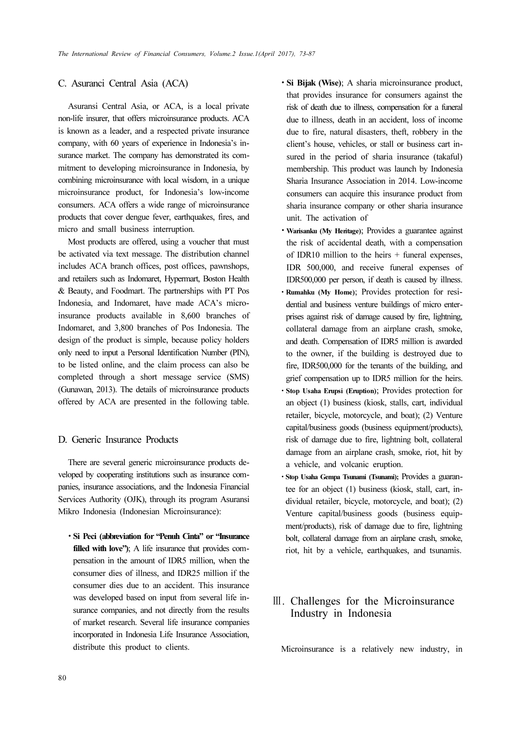## C. Asuranci Central Asia (ACA)

Asuransi Central Asia, or ACA, is a local private non-life insurer, that offers microinsurance products. ACA is known as a leader, and a respected private insurance company, with 60 years of experience in Indonesia's insurance market. The company has demonstrated its commitment to developing microinsurance in Indonesia, by combining microinsurance with local wisdom, in a unique microinsurance product, for Indonesia's low-income consumers. ACA offers a wide range of microinsurance products that cover dengue fever, earthquakes, fires, and micro and small business interruption.

Most products are offered, using a voucher that must be activated via text message. The distribution channel includes ACA branch offices, post offices, pawnshops, and retailers such as Indomaret, Hypermart, Boston Health & Beauty, and Foodmart. The partnerships with PT Pos Indonesia, and Indomaret, have made ACA's microinsurance products available in 8,600 branches of Indomaret, and 3,800 branches of Pos Indonesia. The design of the product is simple, because policy holders only need to input a Personal Identification Number (PIN), to be listed online, and the claim process can also be completed through a short message service (SMS) (Gunawan, 2013). The details of microinsurance products offered by ACA are presented in the following table.

## D. Generic Insurance Products

There are several generic microinsurance products developed by cooperating institutions such as insurance companies, insurance associations, and the Indonesia Financial Services Authority (OJK), through its program Asuransi Mikro Indonesia (Indonesian Microinsurance):

- **Si Peci (abbreviation for "Penuh Cinta" or "Insurance filled with love")**; A life insurance that provides compensation in the amount of IDR5 million, when the consumer dies of illness, and IDR25 million if the consumer dies due to an accident. This insurance was developed based on input from several life insurance companies, and not directly from the results of market research. Several life insurance companies incorporated in Indonesia Life Insurance Association, distribute this product to clients.
- **Si Bijak (Wise)**; A sharia microinsurance product, that provides insurance for consumers against the risk of death due to illness, compensation for a funeral due to illness, death in an accident, loss of income due to fire, natural disasters, theft, robbery in the client's house, vehicles, or stall or business cart insured in the period of sharia insurance (takaful) membership. This product was launch by Indonesia Sharia Insurance Association in 2014. Low-income consumers can acquire this insurance product from sharia insurance company or other sharia insurance unit. The activation of
- **Warisanku (My Heritage)**; Provides a guarantee against the risk of accidental death, with a compensation of IDR10 million to the heirs + funeral expenses, IDR 500,000, and receive funeral expenses of IDR500,000 per person, if death is caused by illness.
- **Rumahku (My Home)**; Provides protection for residential and business venture buildings of micro enterprises against risk of damage caused by fire, lightning, collateral damage from an airplane crash, smoke, and death. Compensation of IDR5 million is awarded to the owner, if the building is destroyed due to fire, IDR500,000 for the tenants of the building, and grief compensation up to IDR5 million for the heirs.
- **Stop Usaha Erupsi (Eruption)**; Provides protection for an object (1) business (kiosk, stalls, cart, individual retailer, bicycle, motorcycle, and boat); (2) Venture capital/business goods (business equipment/products), risk of damage due to fire, lightning bolt, collateral damage from an airplane crash, smoke, riot, hit by a vehicle, and volcanic eruption.
- **Stop Usaha Gempa Tsunami (Tsunami);** Provides a guarantee for an object (1) business (kiosk, stall, cart, individual retailer, bicycle, motorcycle, and boat); (2) Venture capital/business goods (business equipment/products), risk of damage due to fire, lightning bolt, collateral damage from an airplane crash, smoke, riot, hit by a vehicle, earthquakes, and tsunamis.

# Ⅲ. Challenges for the Microinsurance Industry in Indonesia

Microinsurance is a relatively new industry, in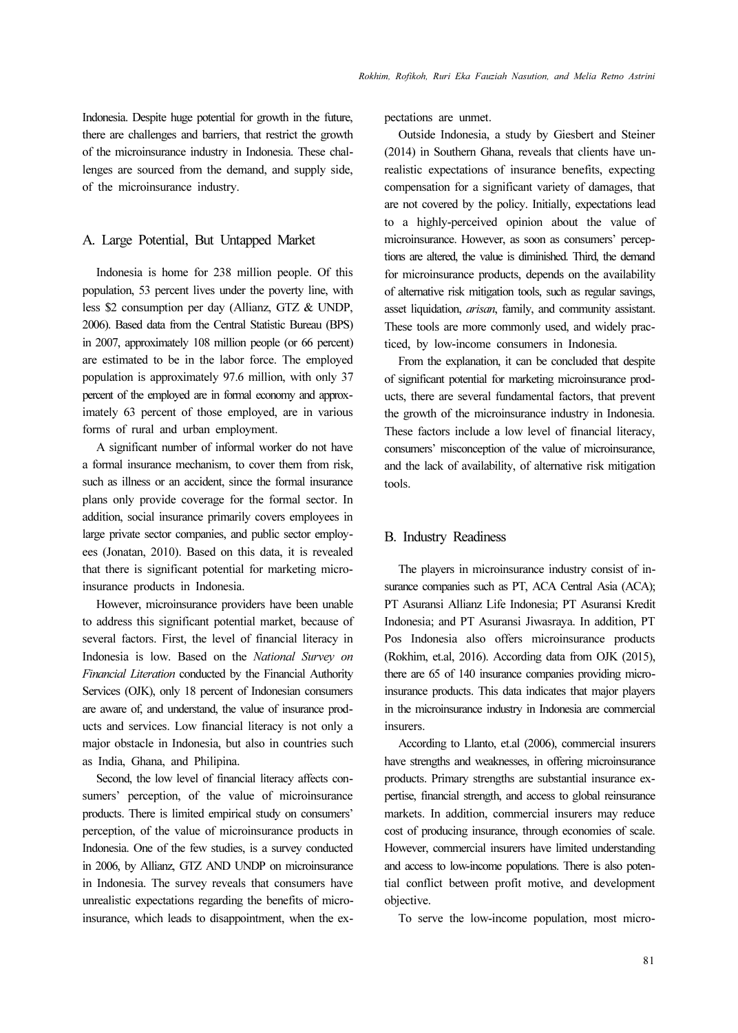Indonesia. Despite huge potential for growth in the future, there are challenges and barriers, that restrict the growth of the microinsurance industry in Indonesia. These challenges are sourced from the demand, and supply side, of the microinsurance industry.

## A. Large Potential, But Untapped Market

Indonesia is home for 238 million people. Of this population, 53 percent lives under the poverty line, with less $2 consumption per day (Allianz, GTZ & UNDP, 2006). Based data from the Central Statistic Bureau (BPS) in 2007, approximately 108 million people (or 66 percent) are estimated to be in the labor force. The employed population is approximately 97.6 million, with only 37 percent of the employed are in formal economy and approximately 63 percent of those employed, are in various forms of rural and urban employment.

A significant number of informal worker do not have a formal insurance mechanism, to cover them from risk, such as illness or an accident, since the formal insurance plans only provide coverage for the formal sector. In addition, social insurance primarily covers employees in large private sector companies, and public sector employees (Jonatan, 2010). Based on this data, it is revealed that there is significant potential for marketing microinsurance products in Indonesia.

However, microinsurance providers have been unable to address this significant potential market, because of several factors. First, the level of financial literacy in Indonesia is low. Based on the *National Survey on Financial Literation* conducted by the Financial Authority Services (OJK), only 18 percent of Indonesian consumers are aware of, and understand, the value of insurance products and services. Low financial literacy is not only a major obstacle in Indonesia, but also in countries such as India, Ghana, and Philipina.

Second, the low level of financial literacy affects consumers' perception, of the value of microinsurance products. There is limited empirical study on consumers' perception, of the value of microinsurance products in Indonesia. One of the few studies, is a survey conducted in 2006, by Allianz, GTZ AND UNDP on microinsurance in Indonesia. The survey reveals that consumers have unrealistic expectations regarding the benefits of microinsurance, which leads to disappointment, when the expectations are unmet.

Outside Indonesia, a study by Giesbert and Steiner (2014) in Southern Ghana, reveals that clients have unrealistic expectations of insurance benefits, expecting compensation for a significant variety of damages, that are not covered by the policy. Initially, expectations lead to a highly-perceived opinion about the value of microinsurance. However, as soon as consumers' perceptions are altered, the value is diminished. Third, the demand for microinsurance products, depends on the availability of alternative risk mitigation tools, such as regular savings, asset liquidation, *arisan*, family, and community assistant. These tools are more commonly used, and widely practiced, by low-income consumers in Indonesia.

From the explanation, it can be concluded that despite of significant potential for marketing microinsurance products, there are several fundamental factors, that prevent the growth of the microinsurance industry in Indonesia. These factors include a low level of financial literacy, consumers' misconception of the value of microinsurance, and the lack of availability, of alternative risk mitigation tools.

## B. Industry Readiness

The players in microinsurance industry consist of insurance companies such as PT, ACA Central Asia (ACA); PT Asuransi Allianz Life Indonesia; PT Asuransi Kredit Indonesia; and PT Asuransi Jiwasraya. In addition, PT Pos Indonesia also offers microinsurance products (Rokhim, et.al, 2016). According data from OJK (2015), there are 65 of 140 insurance companies providing microinsurance products. This data indicates that major players in the microinsurance industry in Indonesia are commercial insurers.

According to Llanto, et.al (2006), commercial insurers have strengths and weaknesses, in offering microinsurance products. Primary strengths are substantial insurance expertise, financial strength, and access to global reinsurance markets. In addition, commercial insurers may reduce cost of producing insurance, through economies of scale. However, commercial insurers have limited understanding and access to low-income populations. There is also potential conflict between profit motive, and development objective.

To serve the low-income population, most micro-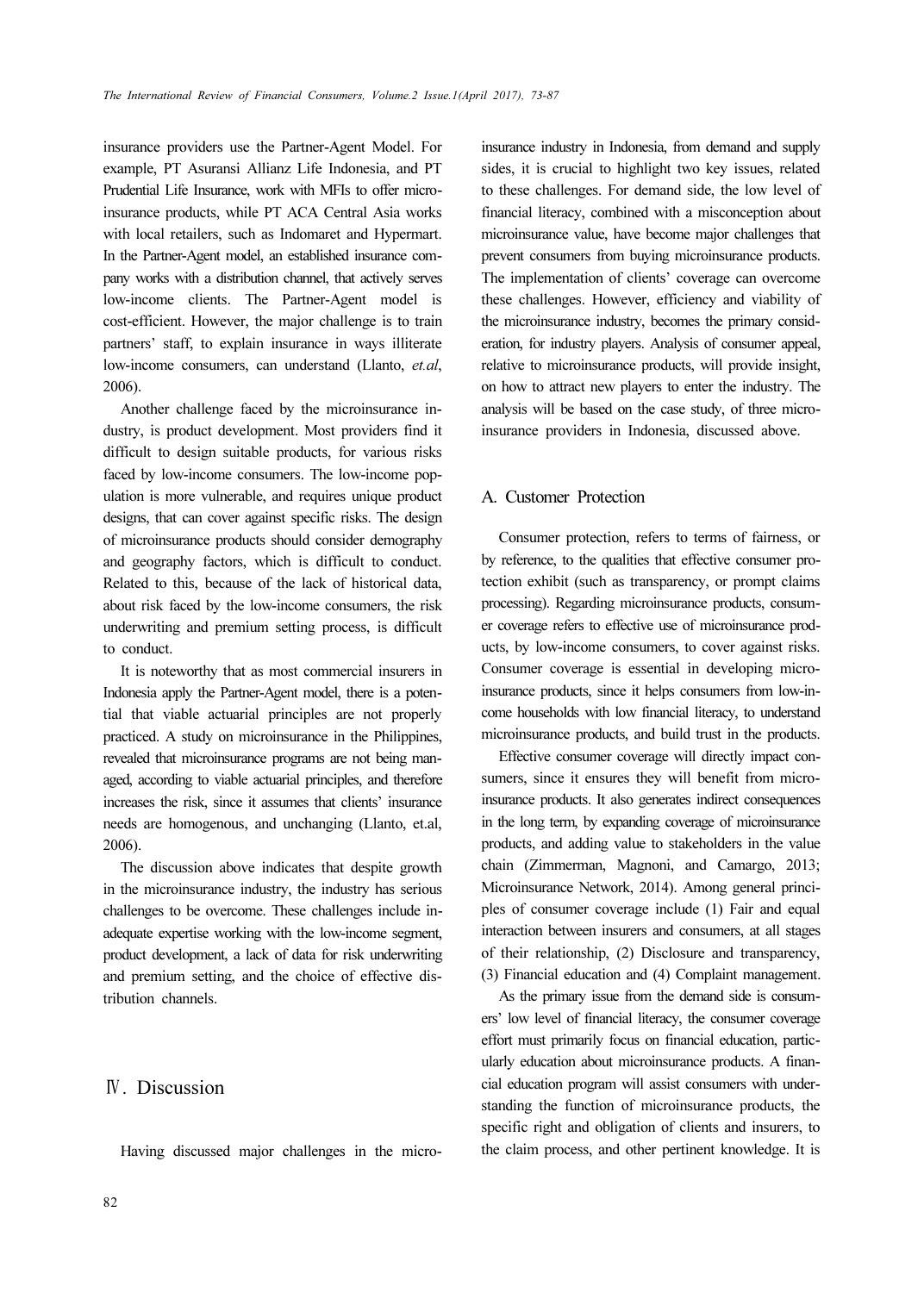insurance providers use the Partner-Agent Model. For example, PT Asuransi Allianz Life Indonesia, and PT Prudential Life Insurance, work with MFIs to offer microinsurance products, while PT ACA Central Asia works with local retailers, such as Indomaret and Hypermart. In the Partner-Agent model, an established insurance company works with a distribution channel, that actively serves low-income clients. The Partner-Agent model is cost-efficient. However, the major challenge is to train partners' staff, to explain insurance in ways illiterate low-income consumers, can understand (Llanto, *et.al*, 2006).

Another challenge faced by the microinsurance industry, is product development. Most providers find it difficult to design suitable products, for various risks faced by low-income consumers. The low-income population is more vulnerable, and requires unique product designs, that can cover against specific risks. The design of microinsurance products should consider demography and geography factors, which is difficult to conduct. Related to this, because of the lack of historical data, about risk faced by the low-income consumers, the risk underwriting and premium setting process, is difficult to conduct.

It is noteworthy that as most commercial insurers in Indonesia apply the Partner-Agent model, there is a potential that viable actuarial principles are not properly practiced. A study on microinsurance in the Philippines, revealed that microinsurance programs are not being managed, according to viable actuarial principles, and therefore increases the risk, since it assumes that clients' insurance needs are homogenous, and unchanging (Llanto, et.al, 2006).

The discussion above indicates that despite growth in the microinsurance industry, the industry has serious challenges to be overcome. These challenges include inadequate expertise working with the low-income segment, product development, a lack of data for risk underwriting and premium setting, and the choice of effective distribution channels.

# Ⅳ. Discussion

Having discussed major challenges in the microinsurance industry in Indonesia, from demand and supply sides, it is crucial to highlight two key issues, related to these challenges. For demand side, the low level of financial literacy, combined with a misconception about microinsurance value, have become major challenges that prevent consumers from buying microinsurance products. The implementation of clients' coverage can overcome these challenges. However, efficiency and viability of the microinsurance industry, becomes the primary consideration, for industry players. Analysis of consumer appeal, relative to microinsurance products, will provide insight, on how to attract new players to enter the industry. The analysis will be based on the case study, of three microinsurance providers in Indonesia, discussed above.

## A. Customer Protection

Consumer protection, refers to terms of fairness, or by reference, to the qualities that effective consumer protection exhibit (such as transparency, or prompt claims processing). Regarding microinsurance products, consumer coverage refers to effective use of microinsurance products, by low-income consumers, to cover against risks. Consumer coverage is essential in developing microinsurance products, since it helps consumers from low-income households with low financial literacy, to understand microinsurance products, and build trust in the products.

Effective consumer coverage will directly impact consumers, since it ensures they will benefit from microinsurance products. It also generates indirect consequences in the long term, by expanding coverage of microinsurance products, and adding value to stakeholders in the value chain (Zimmerman, Magnoni, and Camargo, 2013; Microinsurance Network, 2014). Among general principles of consumer coverage include (1) Fair and equal interaction between insurers and consumers, at all stages of their relationship, (2) Disclosure and transparency, (3) Financial education and (4) Complaint management.

As the primary issue from the demand side is consumers' low level of financial literacy, the consumer coverage effort must primarily focus on financial education, particularly education about microinsurance products. A financial education program will assist consumers with understanding the function of microinsurance products, the specific right and obligation of clients and insurers, to the claim process, and other pertinent knowledge. It is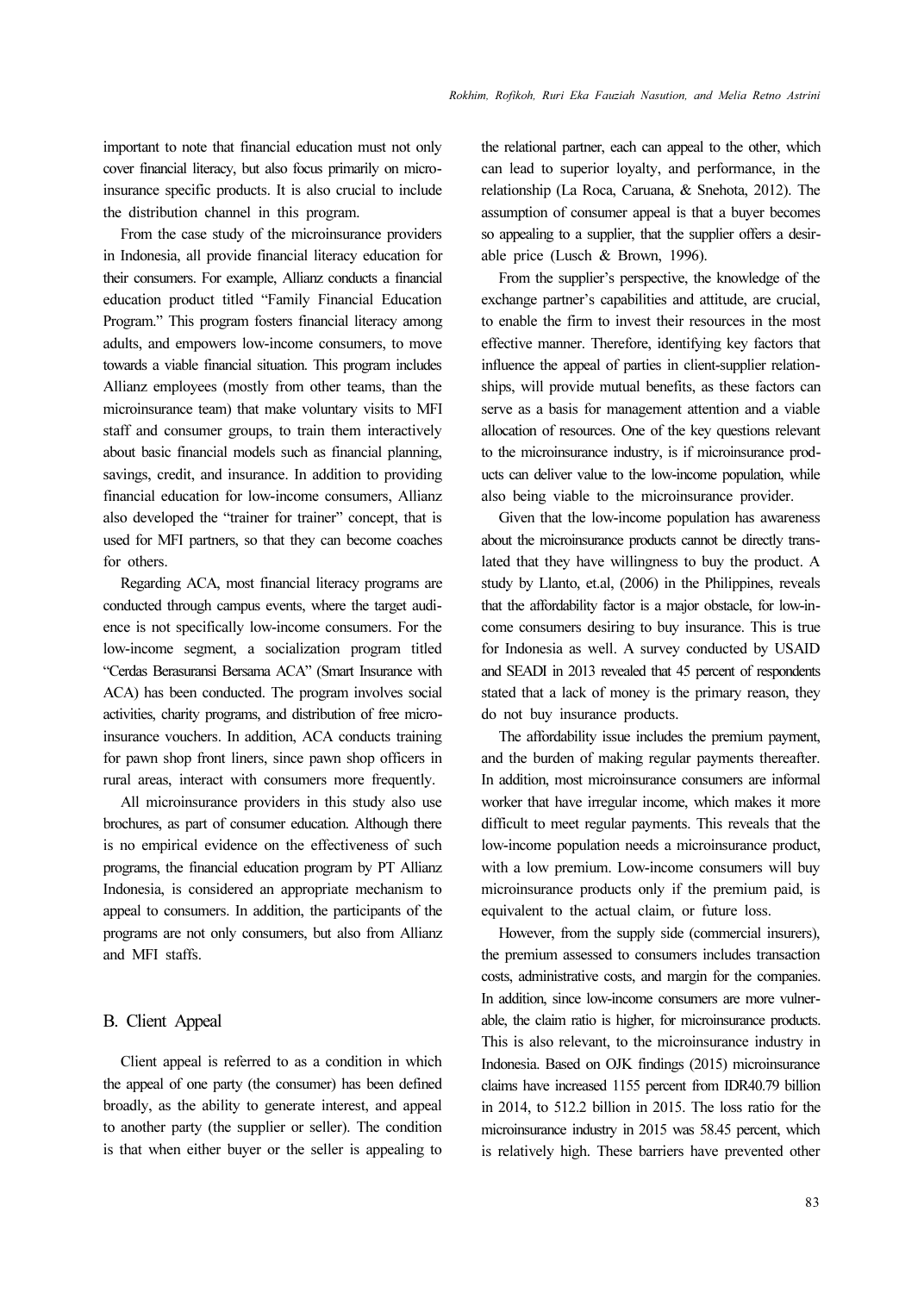important to note that financial education must not only cover financial literacy, but also focus primarily on microinsurance specific products. It is also crucial to include the distribution channel in this program.

From the case study of the microinsurance providers in Indonesia, all provide financial literacy education for their consumers. For example, Allianz conducts a financial education product titled "Family Financial Education Program." This program fosters financial literacy among adults, and empowers low-income consumers, to move towards a viable financial situation. This program includes Allianz employees (mostly from other teams, than the microinsurance team) that make voluntary visits to MFI staff and consumer groups, to train them interactively about basic financial models such as financial planning, savings, credit, and insurance. In addition to providing financial education for low-income consumers, Allianz also developed the "trainer for trainer" concept, that is used for MFI partners, so that they can become coaches for others.

Regarding ACA, most financial literacy programs are conducted through campus events, where the target audience is not specifically low-income consumers. For the low-income segment, a socialization program titled "Cerdas Berasuransi Bersama ACA" (Smart Insurance with ACA) has been conducted. The program involves social activities, charity programs, and distribution of free microinsurance vouchers. In addition, ACA conducts training for pawn shop front liners, since pawn shop officers in rural areas, interact with consumers more frequently.

All microinsurance providers in this study also use brochures, as part of consumer education. Although there is no empirical evidence on the effectiveness of such programs, the financial education program by PT Allianz Indonesia, is considered an appropriate mechanism to appeal to consumers. In addition, the participants of the programs are not only consumers, but also from Allianz and MFI staffs.

## B. Client Appeal

Client appeal is referred to as a condition in which the appeal of one party (the consumer) has been defined broadly, as the ability to generate interest, and appeal to another party (the supplier or seller). The condition is that when either buyer or the seller is appealing to the relational partner, each can appeal to the other, which can lead to superior loyalty, and performance, in the relationship (La Roca, Caruana, & Snehota, 2012). The assumption of consumer appeal is that a buyer becomes so appealing to a supplier, that the supplier offers a desirable price (Lusch & Brown, 1996).

From the supplier's perspective, the knowledge of the exchange partner's capabilities and attitude, are crucial, to enable the firm to invest their resources in the most effective manner. Therefore, identifying key factors that influence the appeal of parties in client-supplier relationships, will provide mutual benefits, as these factors can serve as a basis for management attention and a viable allocation of resources. One of the key questions relevant to the microinsurance industry, is if microinsurance products can deliver value to the low-income population, while also being viable to the microinsurance provider.

Given that the low-income population has awareness about the microinsurance products cannot be directly translated that they have willingness to buy the product. A study by Llanto, et.al, (2006) in the Philippines, reveals that the affordability factor is a major obstacle, for low-income consumers desiring to buy insurance. This is true for Indonesia as well. A survey conducted by USAID and SEADI in 2013 revealed that 45 percent of respondents stated that a lack of money is the primary reason, they do not buy insurance products.

The affordability issue includes the premium payment, and the burden of making regular payments thereafter. In addition, most microinsurance consumers are informal worker that have irregular income, which makes it more difficult to meet regular payments. This reveals that the low-income population needs a microinsurance product, with a low premium. Low-income consumers will buy microinsurance products only if the premium paid, is equivalent to the actual claim, or future loss.

However, from the supply side (commercial insurers), the premium assessed to consumers includes transaction costs, administrative costs, and margin for the companies. In addition, since low-income consumers are more vulnerable, the claim ratio is higher, for microinsurance products. This is also relevant, to the microinsurance industry in Indonesia. Based on OJK findings (2015) microinsurance claims have increased 1155 percent from IDR40.79 billion in 2014, to 512.2 billion in 2015. The loss ratio for the microinsurance industry in 2015 was 58.45 percent, which is relatively high. These barriers have prevented other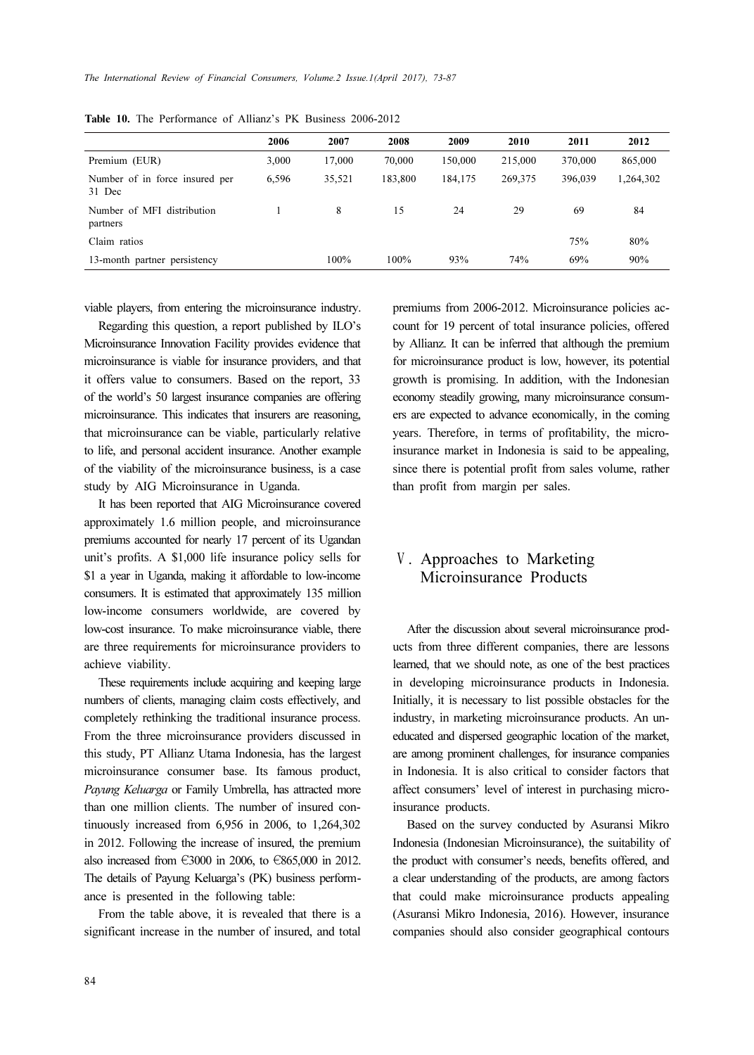**Table 10.** The Performance of Allianz's PK Business 2006-2012

| | 2006 | 2007 | 2008 | 2009 | 2010 | 2011 | 2012 |
|---|---|---|---|---|---|---|---|
| Premium (EUR) | 3,000 | 17,000 | 70,000 | 150,000 | 215,000 | 370,000 | 865,000 |
| Number of in force insured per 31 Dec | 6,596 | 35,521 | 183,800 | 184,175 | 269,375 | 396,039 | 1,264,302 |
| Number of MFI distribution partners | 1 | 8 | 15 | 24 | 29 | 69 | 84 |
| Claim ratios | | | | | | 75% | 80% |
| 13-month partner persistency | | 100% | 100% | 93% | 74% | 69% | 90% |

viable players, from entering the microinsurance industry.

Regarding this question, a report published by ILO's Microinsurance Innovation Facility provides evidence that microinsurance is viable for insurance providers, and that it offers value to consumers. Based on the report, 33 of the world's 50 largest insurance companies are offering microinsurance. This indicates that insurers are reasoning, that microinsurance can be viable, particularly relative to life, and personal accident insurance. Another example of the viability of the microinsurance business, is a case study by AIG Microinsurance in Uganda.

It has been reported that AIG Microinsurance covered approximately 1.6 million people, and microinsurance premiums accounted for nearly 17 percent of its Ugandan unit's profits. A $1,000 life insurance policy sells for $1 a year in Uganda, making it affordable to low-income consumers. It is estimated that approximately 135 million low-income consumers worldwide, are covered by low-cost insurance. To make microinsurance viable, there are three requirements for microinsurance providers to achieve viability.

These requirements include acquiring and keeping large numbers of clients, managing claim costs effectively, and completely rethinking the traditional insurance process. From the three microinsurance providers discussed in this study, PT Allianz Utama Indonesia, has the largest microinsurance consumer base. Its famous product, *Payung Keluarga* or Family Umbrella, has attracted more than one million clients. The number of insured continuously increased from 6,956 in 2006, to 1,264,302 in 2012. Following the increase of insured, the premium also increased from €3000 in 2006, to €865,000 in 2012. The details of Payung Keluarga's (PK) business performance is presented in the following table:

From the table above, it is revealed that there is a significant increase in the number of insured, and total premiums from 2006-2012. Microinsurance policies account for 19 percent of total insurance policies, offered by Allianz. It can be inferred that although the premium for microinsurance product is low, however, its potential growth is promising. In addition, with the Indonesian economy steadily growing, many microinsurance consumers are expected to advance economically, in the coming years. Therefore, in terms of profitability, the microinsurance market in Indonesia is said to be appealing, since there is potential profit from sales volume, rather than profit from margin per sales.

## Ⅴ. Approaches to Marketing Microinsurance Products

After the discussion about several microinsurance products from three different companies, there are lessons learned, that we should note, as one of the best practices in developing microinsurance products in Indonesia. Initially, it is necessary to list possible obstacles for the industry, in marketing microinsurance products. An uneducated and dispersed geographic location of the market, are among prominent challenges, for insurance companies in Indonesia. It is also critical to consider factors that affect consumers' level of interest in purchasing microinsurance products.

Based on the survey conducted by Asuransi Mikro Indonesia (Indonesian Microinsurance), the suitability of the product with consumer's needs, benefits offered, and a clear understanding of the products, are among factors that could make microinsurance products appealing (Asuransi Mikro Indonesia, 2016). However, insurance companies should also consider geographical contours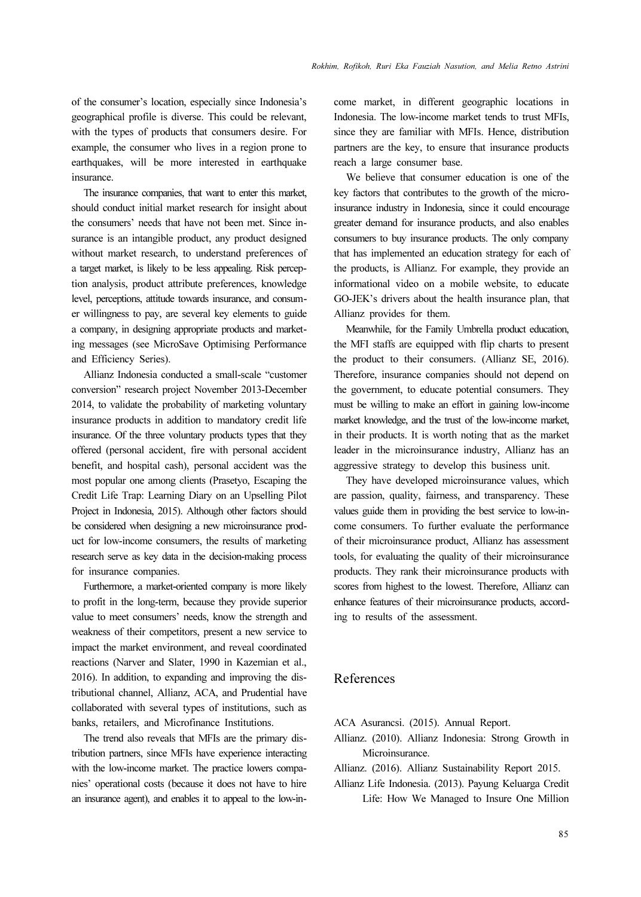of the consumer's location, especially since Indonesia's geographical profile is diverse. This could be relevant, with the types of products that consumers desire. For example, the consumer who lives in a region prone to earthquakes, will be more interested in earthquake insurance.

The insurance companies, that want to enter this market, should conduct initial market research for insight about the consumers' needs that have not been met. Since insurance is an intangible product, any product designed without market research, to understand preferences of a target market, is likely to be less appealing. Risk perception analysis, product attribute preferences, knowledge level, perceptions, attitude towards insurance, and consumer willingness to pay, are several key elements to guide a company, in designing appropriate products and marketing messages (see MicroSave Optimising Performance and Efficiency Series).

Allianz Indonesia conducted a small-scale "customer conversion" research project November 2013-December 2014, to validate the probability of marketing voluntary insurance products in addition to mandatory credit life insurance. Of the three voluntary products types that they offered (personal accident, fire with personal accident benefit, and hospital cash), personal accident was the most popular one among clients (Prasetyo, Escaping the Credit Life Trap: Learning Diary on an Upselling Pilot Project in Indonesia, 2015). Although other factors should be considered when designing a new microinsurance product for low-income consumers, the results of marketing research serve as key data in the decision-making process for insurance companies.

Furthermore, a market-oriented company is more likely to profit in the long-term, because they provide superior value to meet consumers' needs, know the strength and weakness of their competitors, present a new service to impact the market environment, and reveal coordinated reactions (Narver and Slater, 1990 in Kazemian et al., 2016). In addition, to expanding and improving the distributional channel, Allianz, ACA, and Prudential have collaborated with several types of institutions, such as banks, retailers, and Microfinance Institutions.

The trend also reveals that MFIs are the primary distribution partners, since MFIs have experience interacting with the low-income market. The practice lowers companies' operational costs (because it does not have to hire an insurance agent), and enables it to appeal to the low-income market, in different geographic locations in Indonesia. The low-income market tends to trust MFIs, since they are familiar with MFIs. Hence, distribution partners are the key, to ensure that insurance products reach a large consumer base.

We believe that consumer education is one of the key factors that contributes to the growth of the microinsurance industry in Indonesia, since it could encourage greater demand for insurance products, and also enables consumers to buy insurance products. The only company that has implemented an education strategy for each of the products, is Allianz. For example, they provide an informational video on a mobile website, to educate GO-JEK's drivers about the health insurance plan, that Allianz provides for them.

Meanwhile, for the Family Umbrella product education, the MFI staffs are equipped with flip charts to present the product to their consumers. (Allianz SE, 2016). Therefore, insurance companies should not depend on the government, to educate potential consumers. They must be willing to make an effort in gaining low-income market knowledge, and the trust of the low-income market, in their products. It is worth noting that as the market leader in the microinsurance industry, Allianz has an aggressive strategy to develop this business unit.

They have developed microinsurance values, which are passion, quality, fairness, and transparency. These values guide them in providing the best service to low-income consumers. To further evaluate the performance of their microinsurance product, Allianz has assessment tools, for evaluating the quality of their microinsurance products. They rank their microinsurance products with scores from highest to the lowest. Therefore, Allianz can enhance features of their microinsurance products, according to results of the assessment.

## References

ACA Asurancsi. (2015). Annual Report.

Allianz. (2010). Allianz Indonesia: Strong Growth in Microinsurance.

Allianz. (2016). Allianz Sustainability Report 2015.

Allianz Life Indonesia. (2013). Payung Keluarga Credit Life: How We Managed to Insure One Million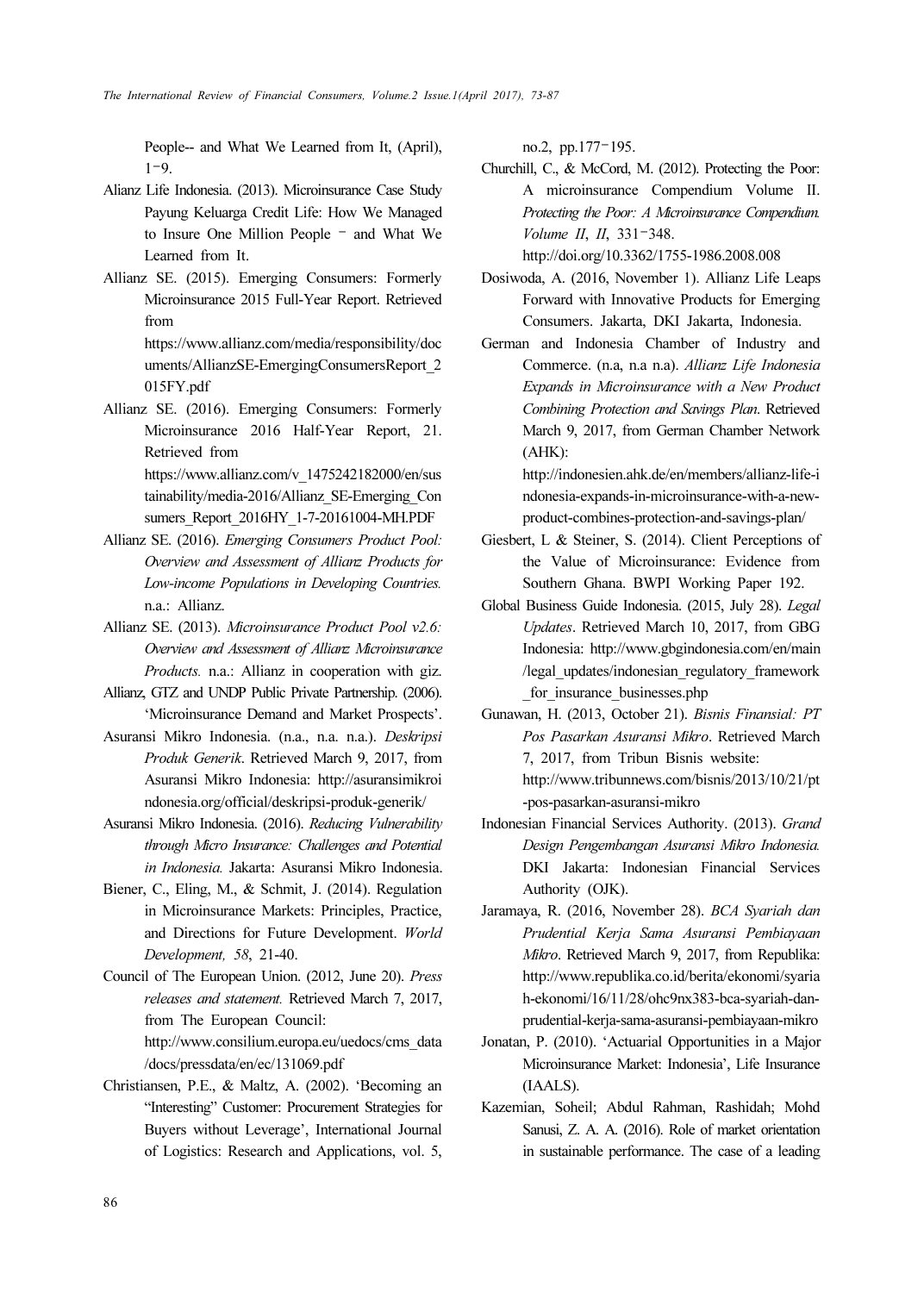People-- and What We Learned from It, (April), 1-9.

Alianz Life Indonesia. (2013). Microinsurance Case Study Payung Keluarga Credit Life: How We Managed to Insure One Million People - and What We Learned from It.

Allianz SE. (2015). Emerging Consumers: Formerly Microinsurance 2015 Full-Year Report. Retrieved from https://www.allianz.com/media/responsibility/documents/AllianzSE-EmergingConsumersReport_2015FY.pdf

Allianz SE. (2016). Emerging Consumers: Formerly Microinsurance 2016 Half-Year Report, 21. Retrieved from https://www.allianz.com/v_1475242182000/en/sustainability/media-2016/Allianz_SE-Emerging_Consumers_Report_2016HY_1-7-20161004-MH.PDF

Allianz SE. (2016). *Emerging Consumers Product Pool: Overview and Assessment of Allianz Products for Low-income Populations in Developing Countries.* n.a.: Allianz.

Allianz SE. (2013). *Microinsurance Product Pool v2.6: Overview and Assessment of Allianz Microinsurance Products.* n.a.: Allianz in cooperation with giz.

Allianz, GTZ and UNDP Public Private Partnership. (2006). 'Microinsurance Demand and Market Prospects'.

Asuransi Mikro Indonesia. (n.a., n.a. n.a.). *Deskripsi Produk Generik*. Retrieved March 9, 2017, from Asuransi Mikro Indonesia: http://asuransimikroindonesia.org/official/deskripsi-produk-generik/

Asuransi Mikro Indonesia. (2016). *Reducing Vulnerability through Micro Insurance: Challenges and Potential in Indonesia.* Jakarta: Asuransi Mikro Indonesia.

Biener, C., Eling, M., & Schmit, J. (2014). Regulation in Microinsurance Markets: Principles, Practice, and Directions for Future Development. *World Development, 58*, 21-40.

Council of The European Union. (2012, June 20). *Press releases and statement.* Retrieved March 7, 2017, from The European Council: http://www.consilium.europa.eu/uedocs/cms_data/docs/pressdata/en/ec/131069.pdf

Christiansen, P.E., & Maltz, A. (2002). 'Becoming an "Interesting" Customer: Procurement Strategies for Buyers without Leverage', International Journal of Logistics: Research and Applications, vol. 5, no.2, pp.177-195.

Churchill, C., & McCord, M. (2012). Protecting the Poor: A microinsurance Compendium Volume II. *Protecting the Poor: A Microinsurance Compendium. Volume II*, *II*, 331-348. http://doi.org/10.3362/1755-1986.2008.008

Dosiwoda, A. (2016, November 1). Allianz Life Leaps Forward with Innovative Products for Emerging Consumers. Jakarta, DKI Jakarta, Indonesia.

German and Indonesia Chamber of Industry and Commerce. (n.a, n.a n.a). *Allianz Life Indonesia Expands in Microinsurance with a New Product Combining Protection and Savings Plan*. Retrieved March 9, 2017, from German Chamber Network (AHK): http://indonesien.ahk.de/en/members/allianz-life-indonesia-expands-in-microinsurance-with-a-new-product-combines-protection-and-savings-plan/

Giesbert, L & Steiner, S. (2014). Client Perceptions of the Value of Microinsurance: Evidence from Southern Ghana. BWPI Working Paper 192.

Global Business Guide Indonesia. (2015, July 28). *Legal Updates*. Retrieved March 10, 2017, from GBG Indonesia: http://www.gbgindonesia.com/en/main/legal_updates/indonesian_regulatory_framework_for_insurance_businesses.php

Gunawan, H. (2013, October 21). *Bisnis Finansial: PT Pos Pasarkan Asuransi Mikro*. Retrieved March 7, 2017, from Tribun Bisnis website: http://www.tribunnews.com/bisnis/2013/10/21/pt-pos-pasarkan-asuransi-mikro

Indonesian Financial Services Authority. (2013). *Grand Design Pengembangan Asuransi Mikro Indonesia.* DKI Jakarta: Indonesian Financial Services Authority (OJK).

Jaramaya, R. (2016, November 28). *BCA Syariah dan Prudential Kerja Sama Asuransi Pembiayaan Mikro*. Retrieved March 9, 2017, from Republika: http://www.republika.co.id/berita/ekonomi/syariah-ekonomi/16/11/28/ohc9nx383-bca-syariah-dan-prudential-kerja-sama-asuransi-pembiayaan-mikro

Jonatan, P. (2010). 'Actuarial Opportunities in a Major Microinsurance Market: Indonesia', Life Insurance (IAALS).

Kazemian, Soheil; Abdul Rahman, Rashidah; Mohd Sanusi, Z. A. A. (2016). Role of market orientation in sustainable performance. The case of a leading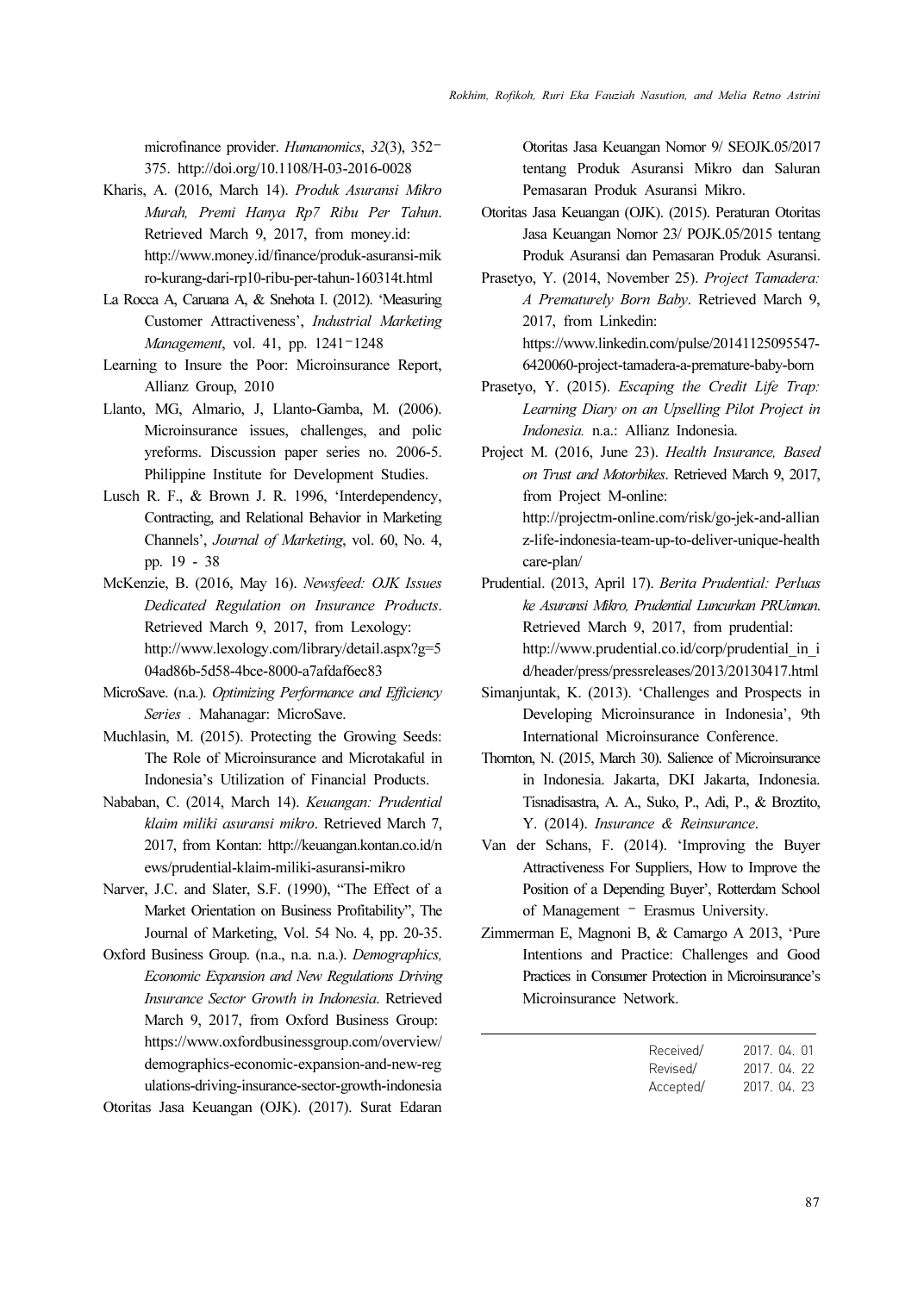microfinance provider. *Humanomics*, *32*(3), 352-375. http://doi.org/10.1108/H-03-2016-0028

Kharis, A. (2016, March 14). *Produk Asuransi Mikro Murah, Premi Hanya Rp7 Ribu Per Tahun*. Retrieved March 9, 2017, from money.id: http://www.money.id/finance/produk-asuransi-mikro-kurang-dari-rp10-ribu-per-tahun-160314t.html

La Rocca A, Caruana A, & Snehota I. (2012). 'Measuring Customer Attractiveness', *Industrial Marketing Management*, vol. 41, pp. 1241-1248

Learning to Insure the Poor: Microinsurance Report, Allianz Group, 2010

Llanto, MG, Almario, J, Llanto-Gamba, M. (2006). Microinsurance issues, challenges, and polic yreforms. Discussion paper series no. 2006-5. Philippine Institute for Development Studies.

Lusch R. F., & Brown J. R. 1996, 'Interdependency, Contracting, and Relational Behavior in Marketing Channels', *Journal of Marketing*, vol. 60, No. 4, pp. 19 - 38

McKenzie, B. (2016, May 16). *Newsfeed: OJK Issues Dedicated Regulation on Insurance Products*. Retrieved March 9, 2017, from Lexology: http://www.lexology.com/library/detail.aspx?g=504ad86b-5d58-4bce-8000-a7afdaf6ec83

MicroSave. (n.a.). *Optimizing Performance and Efficiency Series* . Mahanagar: MicroSave.

Muchlasin, M. (2015). Protecting the Growing Seeds: The Role of Microinsurance and Microtakaful in Indonesia's Utilization of Financial Products.

Nababan, C. (2014, March 14). *Keuangan: Prudential klaim miliki asuransi mikro*. Retrieved March 7, 2017, from Kontan: http://keuangan.kontan.co.id/news/prudential-klaim-miliki-asuransi-mikro

Narver, J.C. and Slater, S.F. (1990), "The Effect of a Market Orientation on Business Profitability", The Journal of Marketing, Vol. 54 No. 4, pp. 20-35.

Oxford Business Group. (n.a., n.a. n.a.). *Demographics, Economic Expansion and New Regulations Driving Insurance Sector Growth in Indonesia*. Retrieved March 9, 2017, from Oxford Business Group: https://www.oxfordbusinessgroup.com/overview/demographics-economic-expansion-and-new-regulations-driving-insurance-sector-growth-indonesia

Otoritas Jasa Keuangan (OJK). (2017). Surat Edaran Otoritas Jasa Keuangan Nomor 9/ SEOJK.05/2017 tentang Produk Asuransi Mikro dan Saluran Pemasaran Produk Asuransi Mikro.

Otoritas Jasa Keuangan (OJK). (2015). Peraturan Otoritas Jasa Keuangan Nomor 23/ POJK.05/2015 tentang Produk Asuransi dan Pemasaran Produk Asuransi.

Prasetyo, Y. (2014, November 25). *Project Tamadera: A Prematurely Born Baby*. Retrieved March 9, 2017, from Linkedin: https://www.linkedin.com/pulse/20141125095547-6420060-project-tamadera-a-premature-baby-born

Prasetyo, Y. (2015). *Escaping the Credit Life Trap: Learning Diary on an Upselling Pilot Project in Indonesia.* n.a.: Allianz Indonesia.

Project M. (2016, June 23). *Health Insurance, Based on Trust and Motorbikes*. Retrieved March 9, 2017, from Project M-online: http://projectm-online.com/risk/go-jek-and-allianz-life-indonesia-team-up-to-deliver-unique-health care-plan/

Prudential. (2013, April 17). *Berita Prudential: Perluas ke Asuransi Mikro, Prudential Luncurkan PRUaman*. Retrieved March 9, 2017, from prudential: http://www.prudential.co.id/corp/prudential_in_id/header/press/pressreleases/2013/20130417.html

Simanjuntak, K. (2013). 'Challenges and Prospects in Developing Microinsurance in Indonesia', 9th International Microinsurance Conference.

Thornton, N. (2015, March 30). Salience of Microinsurance in Indonesia. Jakarta, DKI Jakarta, Indonesia.

Tisnadisastra, A. A., Suko, P., Adi, P., & Broztito, Y. (2014). *Insurance & Reinsurance*.

Van der Schans, F. (2014). 'Improving the Buyer Attractiveness For Suppliers, How to Improve the Position of a Depending Buyer', Rotterdam School of Management - Erasmus University.

Zimmerman E, Magnoni B, & Camargo A 2013, 'Pure Intentions and Practice: Challenges and Good Practices in Consumer Protection in Microinsurance's Microinsurance Network.

| | |
|---|---|
| Received/ | 2017. 04. 01 |
| Revised/ | 2017. 04. 22 |
| Accepted/ | 2017. 04. 23 |